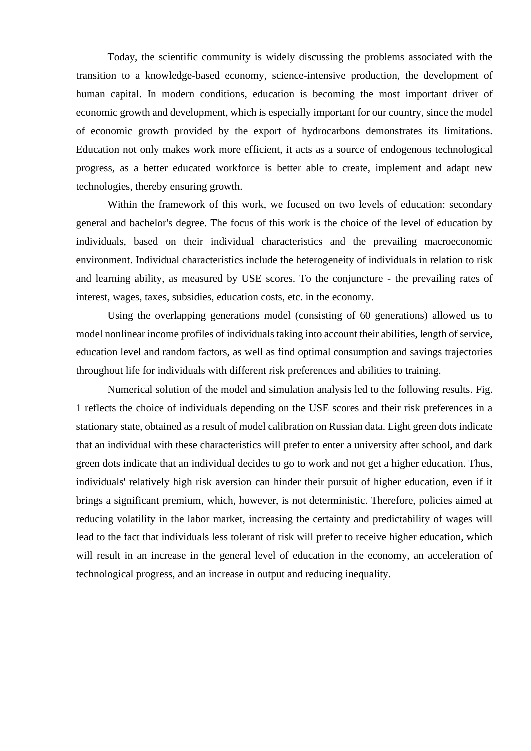Today, the scientific community is widely discussing the problems associated with the transition to a knowledge-based economy, science-intensive production, the development of human capital. In modern conditions, education is becoming the most important driver of economic growth and development, which is especially important for our country, since the model of economic growth provided by the export of hydrocarbons demonstrates its limitations. Education not only makes work more efficient, it acts as a source of endogenous technological progress, as a better educated workforce is better able to create, implement and adapt new technologies, thereby ensuring growth.

Within the framework of this work, we focused on two levels of education: secondary general and bachelor's degree. The focus of this work is the choice of the level of education by individuals, based on their individual characteristics and the prevailing macroeconomic environment. Individual characteristics include the heterogeneity of individuals in relation to risk and learning ability, as measured by USE scores. To the conjuncture - the prevailing rates of interest, wages, taxes, subsidies, education costs, etc. in the economy.

Using the overlapping generations model (consisting of 60 generations) allowed us to model nonlinear income profiles of individuals taking into account their abilities, length of service, education level and random factors, as well as find optimal consumption and savings trajectories throughout life for individuals with different risk preferences and abilities to training.

Numerical solution of the model and simulation analysis led to the following results. Fig. 1 reflects the choice of individuals depending on the USE scores and their risk preferences in a stationary state, obtained as a result of model calibration on Russian data. Light green dots indicate that an individual with these characteristics will prefer to enter a university after school, and dark green dots indicate that an individual decides to go to work and not get a higher education. Thus, individuals' relatively high risk aversion can hinder their pursuit of higher education, even if it brings a significant premium, which, however, is not deterministic. Therefore, policies aimed at reducing volatility in the labor market, increasing the certainty and predictability of wages will lead to the fact that individuals less tolerant of risk will prefer to receive higher education, which will result in an increase in the general level of education in the economy, an acceleration of technological progress, and an increase in output and reducing inequality.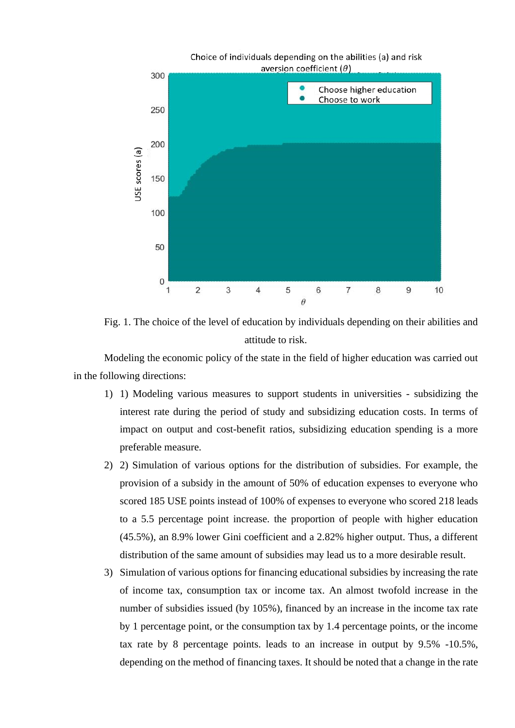Fig. 1. The choice of the level of education by individuals depending on their abilities and attitude to risk.

Modeling the economic policy of the state in the field of higher education was carried out in the following directions:

1) 1) Modeling various measures to support students in universities - subsidizing the interest rate during the period of study and subsidizing education costs. In terms of impact on output and cost-benefit ratios, subsidizing education spending is a more preferable measure.
2) 2) Simulation of various options for the distribution of subsidies. For example, the provision of a subsidy in the amount of 50% of education expenses to everyone who scored 185 USE points instead of 100% of expenses to everyone who scored 218 leads to a 5.5 percentage point increase. the proportion of people with higher education (45.5%), an 8.9% lower Gini coefficient and a 2.82% higher output. Thus, a different distribution of the same amount of subsidies may lead us to a more desirable result.
3) Simulation of various options for financing educational subsidies by increasing the rate of income tax, consumption tax or income tax. An almost twofold increase in the number of subsidies issued (by 105%), financed by an increase in the income tax rate by 1 percentage point, or the consumption tax by 1.4 percentage points, or the income tax rate by 8 percentage points. leads to an increase in output by 9.5% -10.5%, depending on the method of financing taxes. It should be noted that a change in the rate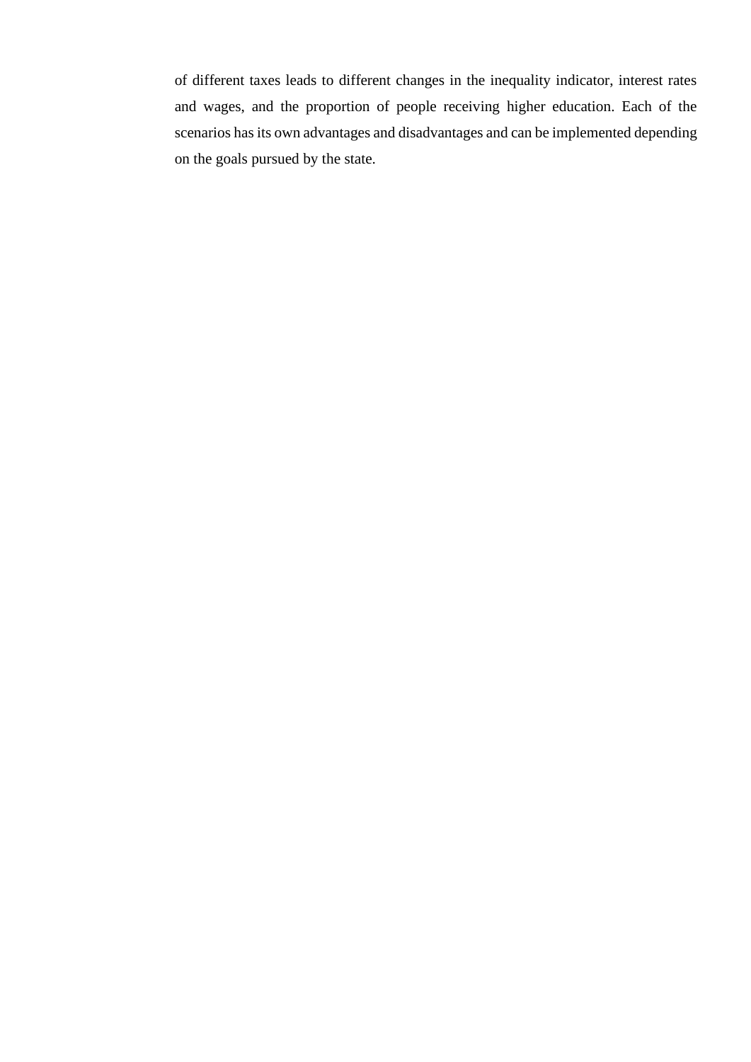of different taxes leads to different changes in the inequality indicator, interest rates and wages, and the proportion of people receiving higher education. Each of the scenarios has its own advantages and disadvantages and can be implemented depending on the goals pursued by the state.